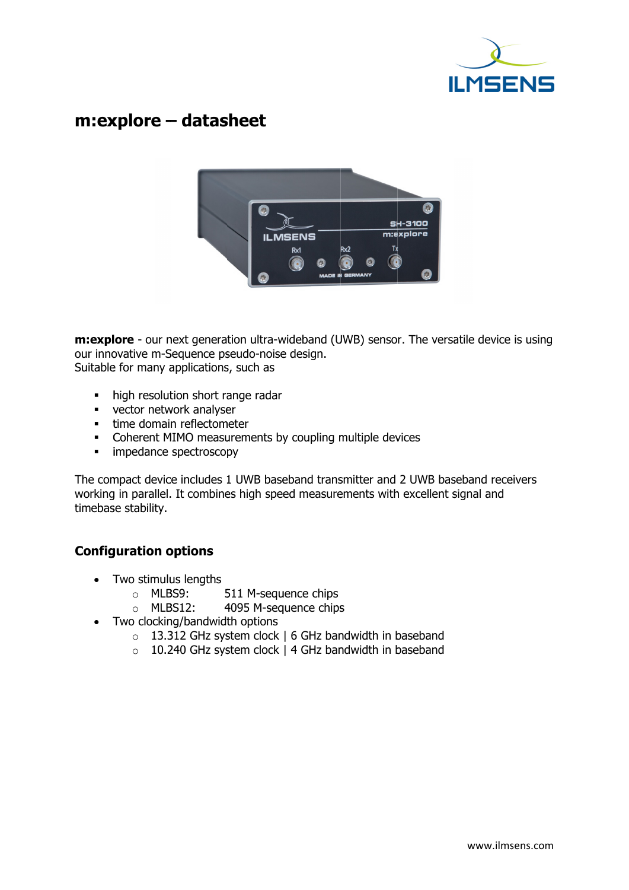# m:explore – datasheet

**m:explore** - our next generation ultra-wideband (UWB) sensor. The versatile device is using our innovative m-Sequence pseudo-noise design.
Suitable for many applications, such as

- high resolution short range radar
- vector network analyser
- time domain reflectometer
- Coherent MIMO measurements by coupling multiple devices
- impedance spectroscopy

The compact device includes 1 UWB baseband transmitter and 2 UWB baseband receivers working in parallel. It combines high speed measurements with excellent signal and timebase stability.

## Configuration options

- Two stimulus lengths
  - MLBS9: 511 M-sequence chips
  - MLBS12: 4095 M-sequence chips
- Two clocking/bandwidth options
  - 13.312 GHz system clock | 6 GHz bandwidth in baseband
  - 10.240 GHz system clock | 4 GHz bandwidth in baseband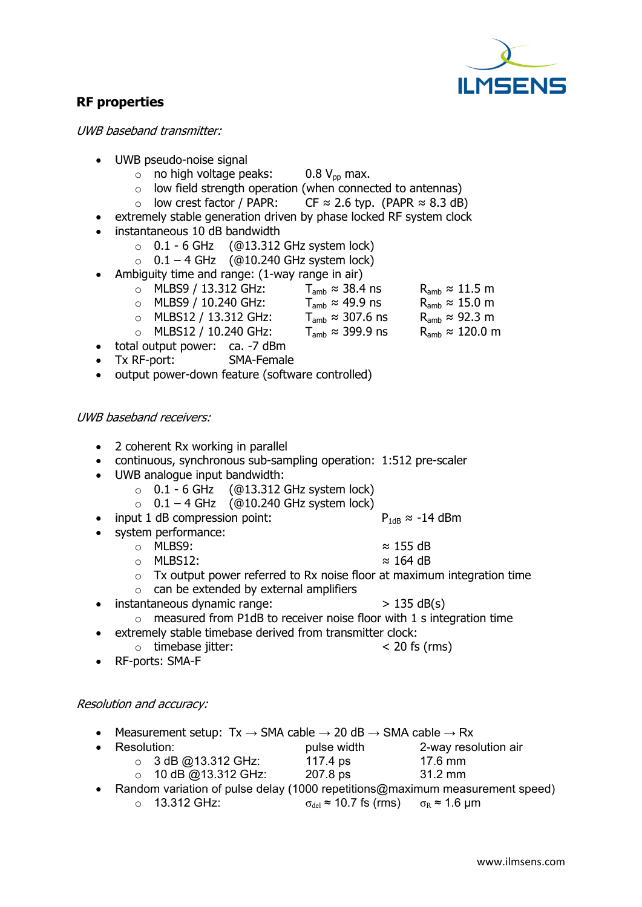## RF properties

*UWB baseband transmitter:*

- UWB pseudo-noise signal
  - no high voltage peaks: 0.8 $V_{pp}$ max.
  - low field strength operation (when connected to antennas)
  - low crest factor / PAPR: CF ≈ 2.6 typ. (PAPR ≈ 8.3 dB)
- extremely stable generation driven by phase locked RF system clock
- instantaneous 10 dB bandwidth
  - 0.1 - 6 GHz (@13.312 GHz system lock)
  - 0.1 – 4 GHz (@10.240 GHz system lock)
- Ambiguity time and range: (1-way range in air)
  - MLBS9 / 13.312 GHz: $T_{amb}$ ≈ 38.4 ns $R_{amb}$ ≈ 11.5 m
  - MLBS9 / 10.240 GHz: $T_{amb}$ ≈ 49.9 ns $R_{amb}$ ≈ 15.0 m
  - MLBS12 / 13.312 GHz: $T_{amb}$ ≈ 307.6 ns $R_{amb}$ ≈ 92.3 m
  - MLBS12 / 10.240 GHz: $T_{amb}$ ≈ 399.9 ns $R_{amb}$ ≈ 120.0 m
- total output power: ca. -7 dBm
- Tx RF-port: SMA-Female
- output power-down feature (software controlled)

*UWB baseband receivers:*

- 2 coherent Rx working in parallel
- continuous, synchronous sub-sampling operation: 1:512 pre-scaler
- UWB analogue input bandwidth:
  - 0.1 - 6 GHz (@13.312 GHz system lock)
  - 0.1 – 4 GHz (@10.240 GHz system lock)
- input 1 dB compression point: $P_{1dB}$ ≈ -14 dBm
- system performance:
  - MLBS9: ≈ 155 dB
  - MLBS12: ≈ 164 dB
  - Tx output power referred to Rx noise floor at maximum integration time
  - can be extended by external amplifiers
- instantaneous dynamic range: > 135 dB(s)
  - measured from P1dB to receiver noise floor with 1 s integration time
- extremely stable timebase derived from transmitter clock:
  - timebase jitter: < 20 fs (rms)
- RF-ports: SMA-F

*Resolution and accuracy:*

- Measurement setup: Tx → SMA cable → 20 dB → SMA cable → Rx
- Resolution: pulse width 2-way resolution air
  - 3 dB @13.312 GHz: 117.4 ps 17.6 mm
  - 10 dB @13.312 GHz: 207.8 ps 31.2 mm
- Random variation of pulse delay (1000 repetitions@maximum measurement speed)
  - 13.312 GHz: $\sigma_{del}$ ≈ 10.7 fs (rms) $\sigma_R$ ≈ 1.6 µm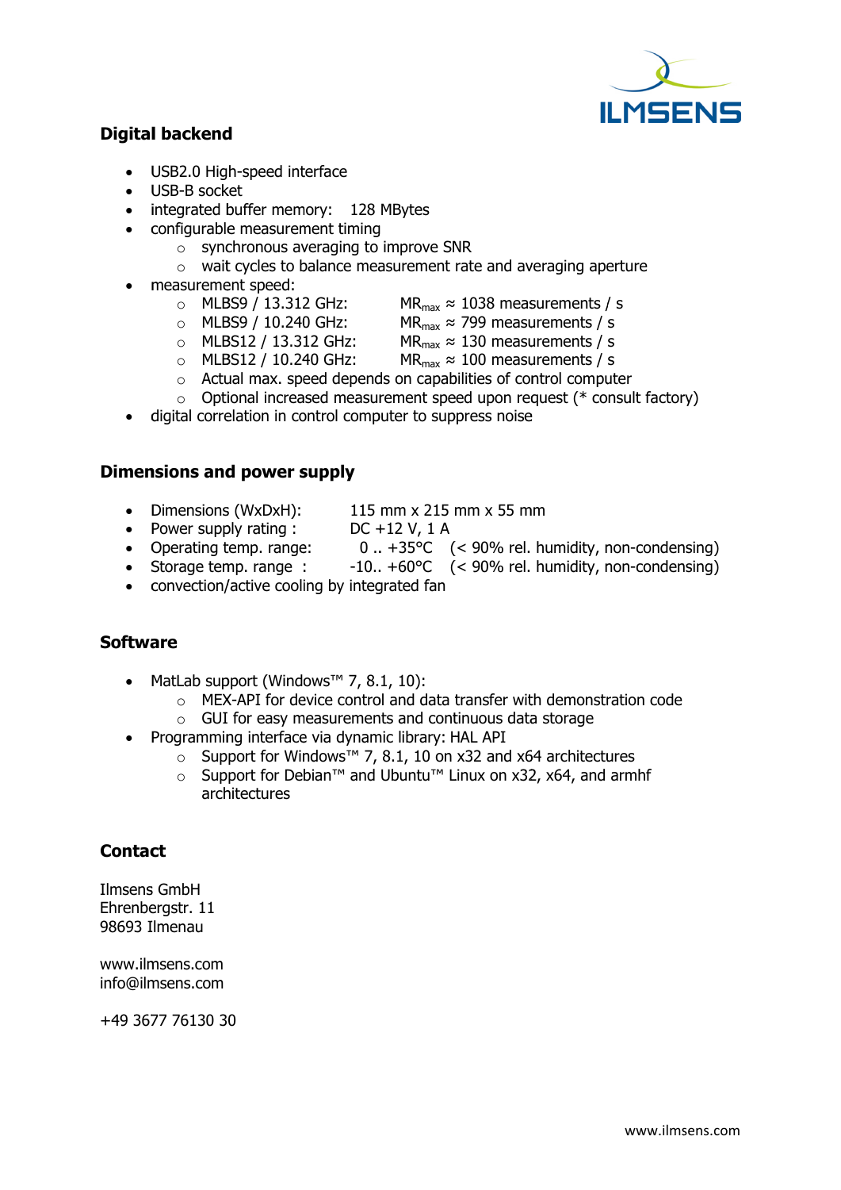## Digital backend

- USB2.0 High-speed interface
- USB-B socket
- integrated buffer memory: 128 MBytes
- configurable measurement timing
  - synchronous averaging to improve SNR
  - wait cycles to balance measurement rate and averaging aperture
- measurement speed:
  - MLBS9 / 13.312 GHz: $MR_{max}$ ≈ 1038 measurements / s
  - MLBS9 / 10.240 GHz: $MR_{max}$ ≈ 799 measurements / s
  - MLBS12 / 13.312 GHz: $MR_{max}$ ≈ 130 measurements / s
  - MLBS12 / 10.240 GHz: $MR_{max}$ ≈ 100 measurements / s
  - Actual max. speed depends on capabilities of control computer
  - Optional increased measurement speed upon request (* consult factory)
- digital correlation in control computer to suppress noise

## Dimensions and power supply

- Dimensions (WxDxH): 115 mm x 215 mm x 55 mm
- Power supply rating : DC +12 V, 1 A
- Operating temp. range: 0 .. +35°C (< 90% rel. humidity, non-condensing)
- Storage temp. range : -10.. +60°C (< 90% rel. humidity, non-condensing)
- convection/active cooling by integrated fan

## Software

- MatLab support (Windows™ 7, 8.1, 10):
  - MEX-API for device control and data transfer with demonstration code
  - GUI for easy measurements and continuous data storage
- Programming interface via dynamic library: HAL API
  - Support for Windows™ 7, 8.1, 10 on x32 and x64 architectures
  - Support for Debian™ and Ubuntu™ Linux on x32, x64, and armhf architectures

## Contact

Ilmsens GmbH
Ehrenbergstr. 11
98693 Ilmenau

www.ilmsens.com
info@ilmsens.com

+49 3677 76130 30